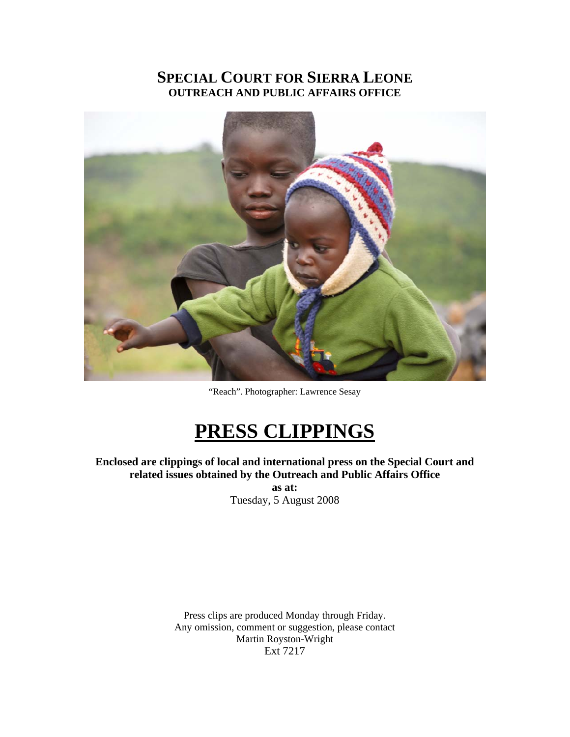# SPECIAL COURT FOR SIERRA LEONE
## OUTREACH AND PUBLIC AFFAIRS OFFICE

"Reach". Photographer: Lawrence Sesay

# PRESS CLIPPINGS

**Enclosed are clippings of local and international press on the Special Court and related issues obtained by the Outreach and Public Affairs Office**

**as at:**

Tuesday, 5 August 2008

Press clips are produced Monday through Friday.
Any omission, comment or suggestion, please contact
Martin Royston-Wright
Ext 7217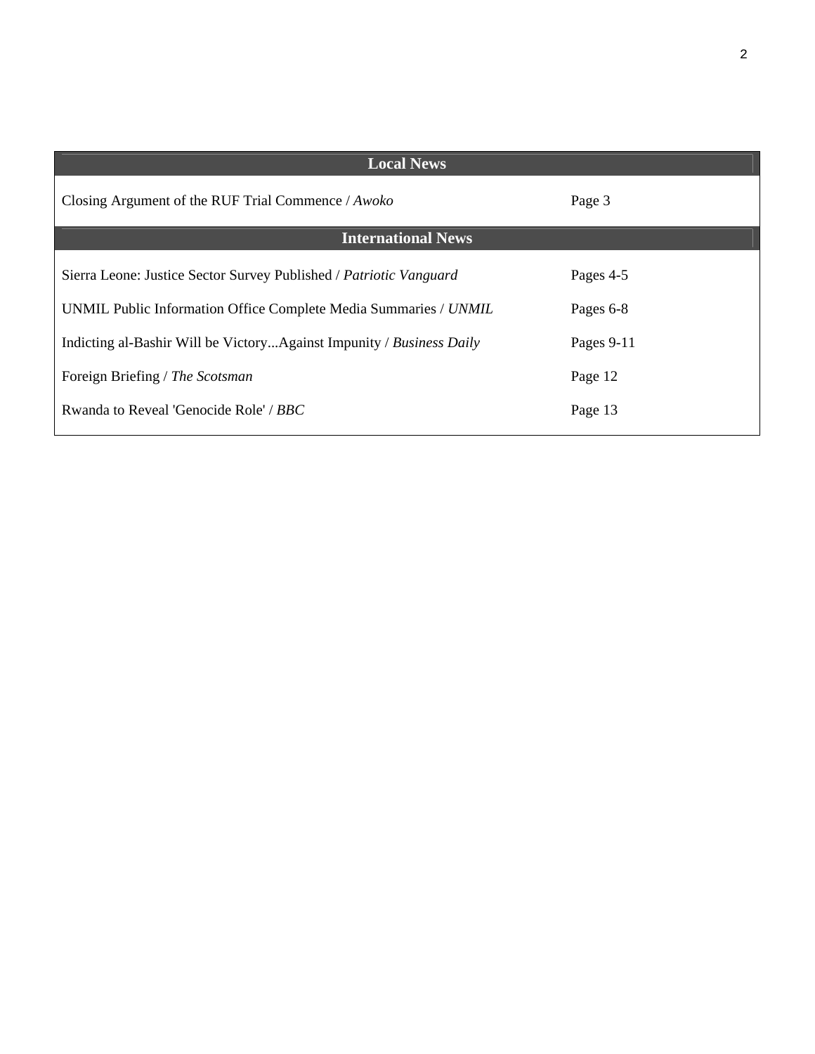| Local News | |
|---|---|
| Closing Argument of the RUF Trial Commence / *Awoko* | Page 3 |
| **International News** | |
| Sierra Leone: Justice Sector Survey Published / *Patriotic Vanguard* | Pages 4-5 |
| UNMIL Public Information Office Complete Media Summaries / *UNMIL* | Pages 6-8 |
| Indicting al-Bashir Will be Victory...Against Impunity / *Business Daily* | Pages 9-11 |
| Foreign Briefing / *The Scotsman* | Page 12 |
| Rwanda to Reveal 'Genocide Role' / *BBC* | Page 13 |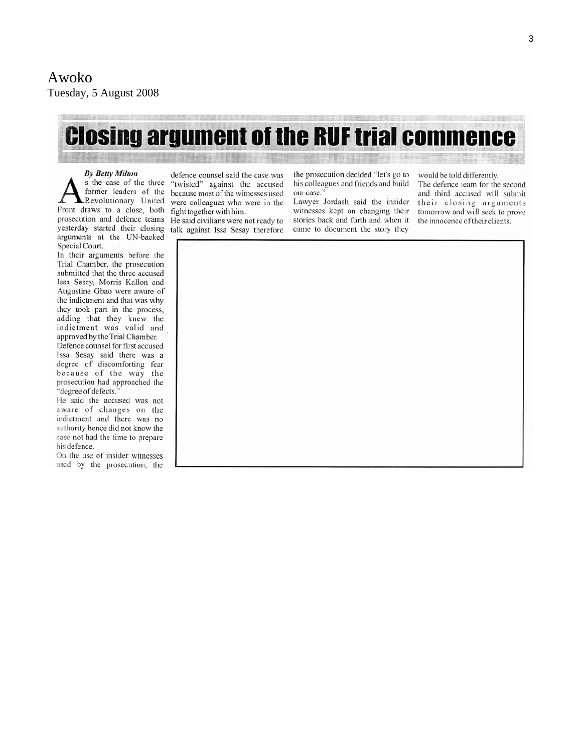Awoko
Tuesday, 5 August 2008

# Closing argument of the RUF trial commence

*By Betty Milton*

As the case of the three former leaders of the Revolutionary United Front draws to a close, both prosecution and defence teams yesterday started their closing arguments at the UN-backed Special Court.

In their arguments before the Trial Chamber, the prosecution submitted that the three accused Issa Sesay, Morris Kallon and Augustine Gbao were aware of the indictment and that was why they took part in the process, adding that they knew the indictment was valid and approved by the Trial Chamber.

Defence counsel for first accused Issa Sesay said there was a degree of discomforting fear because of the way the prosecution had approached the "degree of defects."

He said the accused was not aware of changes on the indictment and there was no authority hence did not know the case not had the time to prepare his defence.

On the use of insider witnesses used by the prosecution, the defence counsel said the case was "twisted" against the accused because most of the witnesses used were colleagues who were in the fight together with him.

He said civilians were not ready to talk against Issa Sesay therefore the prosecution decided "let's go to his colleagues and friends and build our case."

Lawyer Jordash said the insider witnesses kept on changing their stories back and forth and when it came to document the story they would be told differently.

The defence team for the second and third accused will submit their closing arguments tomorrow and will seek to prove the innocence of their clients.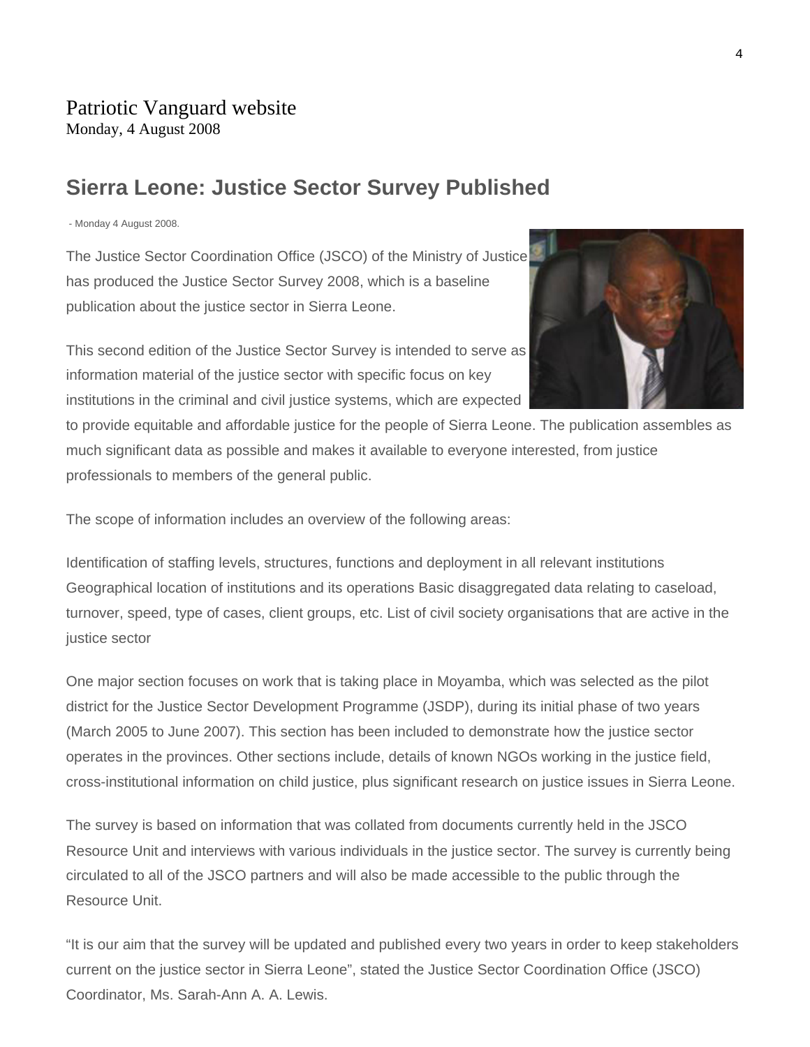Patriotic Vanguard website
Monday, 4 August 2008

## Sierra Leone: Justice Sector Survey Published

- Monday 4 August 2008.

The Justice Sector Coordination Office (JSCO) of the Ministry of Justice has produced the Justice Sector Survey 2008, which is a baseline publication about the justice sector in Sierra Leone.

This second edition of the Justice Sector Survey is intended to serve as information material of the justice sector with specific focus on key institutions in the criminal and civil justice systems, which are expected to provide equitable and affordable justice for the people of Sierra Leone. The publication assembles as much significant data as possible and makes it available to everyone interested, from justice professionals to members of the general public.

The scope of information includes an overview of the following areas:

Identification of staffing levels, structures, functions and deployment in all relevant institutions Geographical location of institutions and its operations Basic disaggregated data relating to caseload, turnover, speed, type of cases, client groups, etc. List of civil society organisations that are active in the justice sector

One major section focuses on work that is taking place in Moyamba, which was selected as the pilot district for the Justice Sector Development Programme (JSDP), during its initial phase of two years (March 2005 to June 2007). This section has been included to demonstrate how the justice sector operates in the provinces. Other sections include, details of known NGOs working in the justice field, cross-institutional information on child justice, plus significant research on justice issues in Sierra Leone.

The survey is based on information that was collated from documents currently held in the JSCO Resource Unit and interviews with various individuals in the justice sector. The survey is currently being circulated to all of the JSCO partners and will also be made accessible to the public through the Resource Unit.

"It is our aim that the survey will be updated and published every two years in order to keep stakeholders current on the justice sector in Sierra Leone", stated the Justice Sector Coordination Office (JSCO) Coordinator, Ms. Sarah-Ann A. A. Lewis.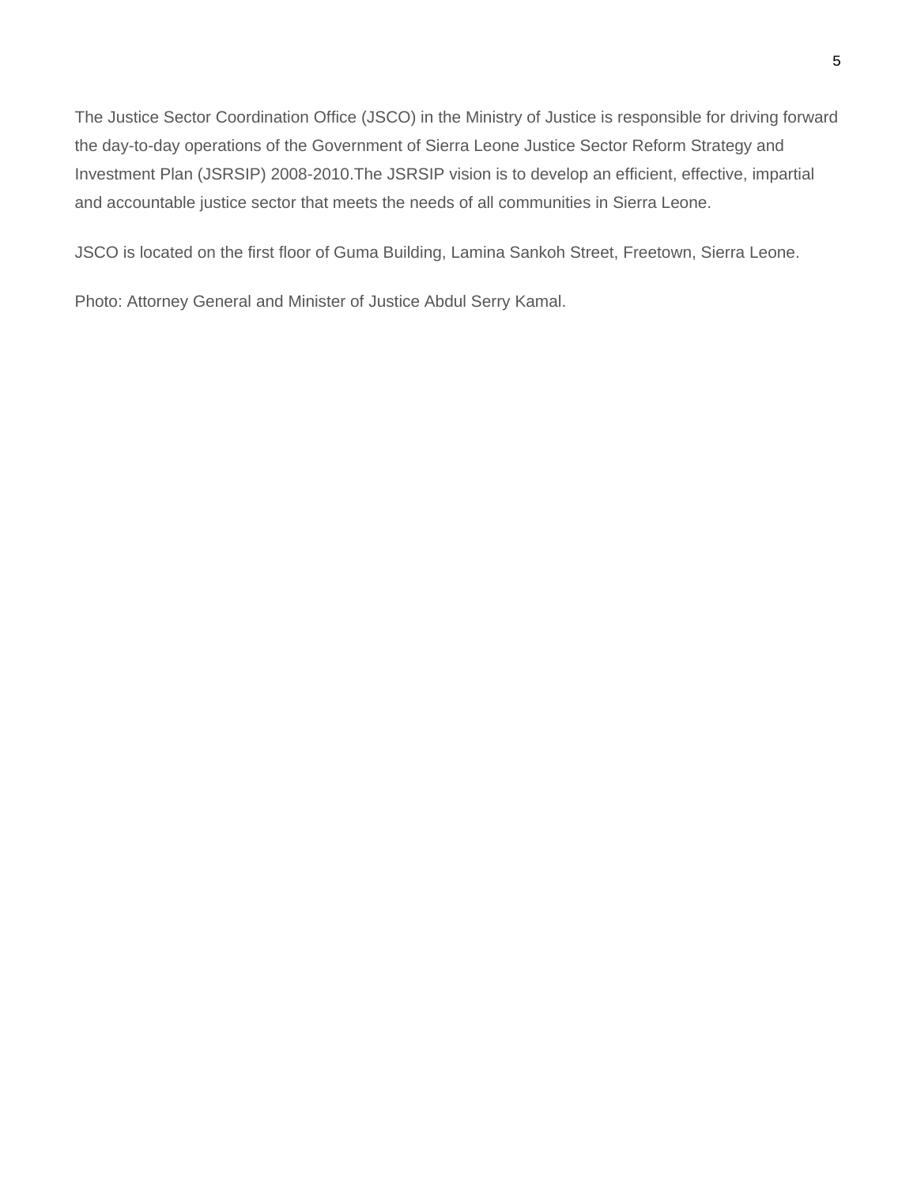The Justice Sector Coordination Office (JSCO) in the Ministry of Justice is responsible for driving forward the day-to-day operations of the Government of Sierra Leone Justice Sector Reform Strategy and Investment Plan (JSRSIP) 2008-2010.The JSRSIP vision is to develop an efficient, effective, impartial and accountable justice sector that meets the needs of all communities in Sierra Leone.

JSCO is located on the first floor of Guma Building, Lamina Sankoh Street, Freetown, Sierra Leone.

Photo: Attorney General and Minister of Justice Abdul Serry Kamal.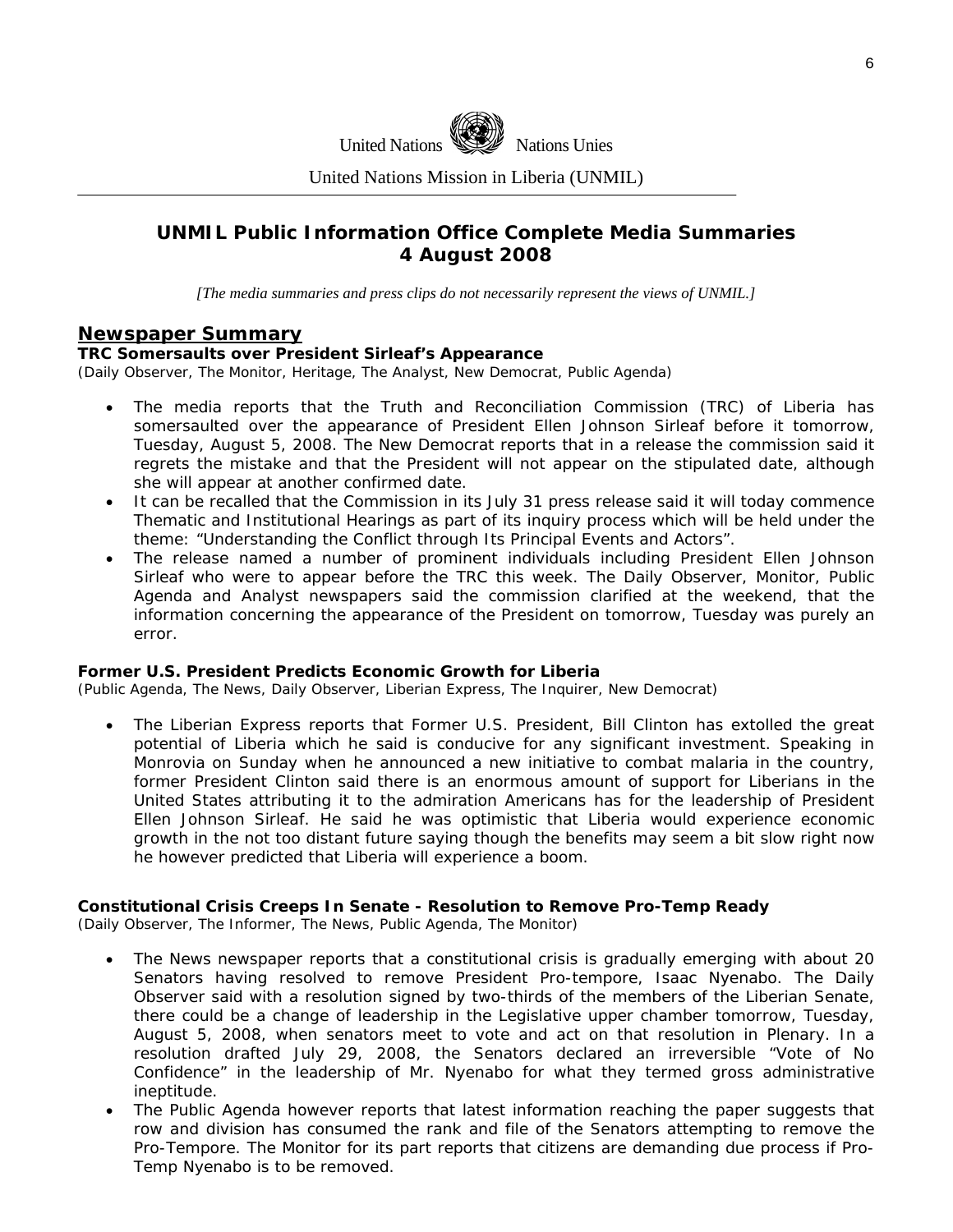United Nations Nations Unies

United Nations Mission in Liberia (UNMIL)

# UNMIL Public Information Office Complete Media Summaries
# 4 August 2008

*[The media summaries and press clips do not necessarily represent the views of UNMIL.]*

## Newspaper Summary

**TRC Somersaults over President Sirleaf's Appearance**
(Daily Observer, The Monitor, Heritage, The Analyst, New Democrat, Public Agenda)

- The media reports that the Truth and Reconciliation Commission (TRC) of Liberia has somersaulted over the appearance of President Ellen Johnson Sirleaf before it tomorrow, Tuesday, August 5, 2008. The New Democrat reports that in a release the commission said it regrets the mistake and that the President will not appear on the stipulated date, although she will appear at another confirmed date.
- It can be recalled that the Commission in its July 31 press release said it will today commence Thematic and Institutional Hearings as part of its inquiry process which will be held under the theme: "Understanding the Conflict through Its Principal Events and Actors".
- The release named a number of prominent individuals including President Ellen Johnson Sirleaf who were to appear before the TRC this week. The Daily Observer, Monitor, Public Agenda and Analyst newspapers said the commission clarified at the weekend, that the information concerning the appearance of the President on tomorrow, Tuesday was purely an error.

**Former U.S. President Predicts Economic Growth for Liberia**
(Public Agenda, The News, Daily Observer, Liberian Express, The Inquirer, New Democrat)

- The Liberian Express reports that Former U.S. President, Bill Clinton has extolled the great potential of Liberia which he said is conducive for any significant investment. Speaking in Monrovia on Sunday when he announced a new initiative to combat malaria in the country, former President Clinton said there is an enormous amount of support for Liberians in the United States attributing it to the admiration Americans has for the leadership of President Ellen Johnson Sirleaf. He said he was optimistic that Liberia would experience economic growth in the not too distant future saying though the benefits may seem a bit slow right now he however predicted that Liberia will experience a boom.

**Constitutional Crisis Creeps In Senate - Resolution to Remove Pro-Temp Ready**
(Daily Observer, The Informer, The News, Public Agenda, The Monitor)

- The News newspaper reports that a constitutional crisis is gradually emerging with about 20 Senators having resolved to remove President Pro-tempore, Isaac Nyenabo. The Daily Observer said with a resolution signed by two-thirds of the members of the Liberian Senate, there could be a change of leadership in the Legislative upper chamber tomorrow, Tuesday, August 5, 2008, when senators meet to vote and act on that resolution in Plenary. In a resolution drafted July 29, 2008, the Senators declared an irreversible "Vote of No Confidence" in the leadership of Mr. Nyenabo for what they termed gross administrative ineptitude.
- The Public Agenda however reports that latest information reaching the paper suggests that row and division has consumed the rank and file of the Senators attempting to remove the Pro-Tempore. The Monitor for its part reports that citizens are demanding due process if Pro-Temp Nyenabo is to be removed.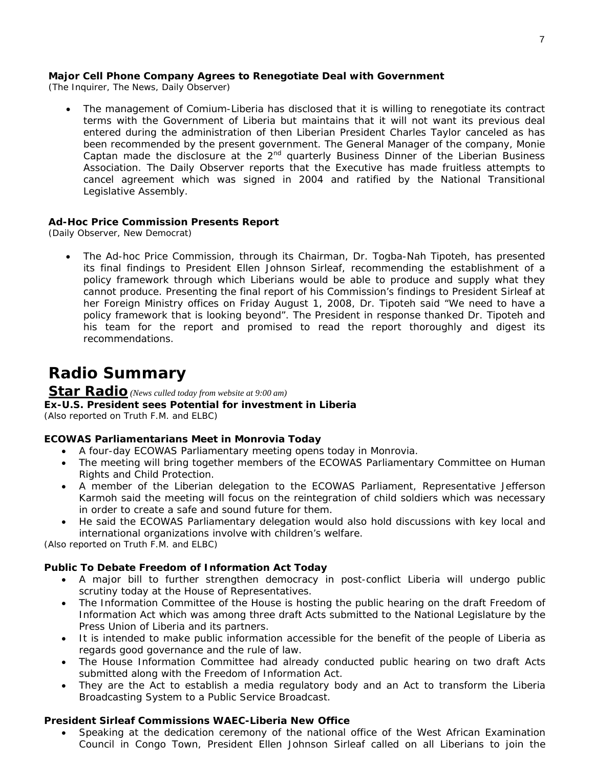**Major Cell Phone Company Agrees to Renegotiate Deal with Government**
(The Inquirer, The News, Daily Observer)

- The management of Comium-Liberia has disclosed that it is willing to renegotiate its contract terms with the Government of Liberia but maintains that it will not want its previous deal entered during the administration of then Liberian President Charles Taylor canceled as has been recommended by the present government. The General Manager of the company, Monie Captan made the disclosure at the 2nd quarterly Business Dinner of the Liberian Business Association. The Daily Observer reports that the Executive has made fruitless attempts to cancel agreement which was signed in 2004 and ratified by the National Transitional Legislative Assembly.

**Ad-Hoc Price Commission Presents Report**
(Daily Observer, New Democrat)

- The Ad-hoc Price Commission, through its Chairman, Dr. Togba-Nah Tipoteh, has presented its final findings to President Ellen Johnson Sirleaf, recommending the establishment of a policy framework through which Liberians would be able to produce and supply what they cannot produce. Presenting the final report of his Commission's findings to President Sirleaf at her Foreign Ministry offices on Friday August 1, 2008, Dr. Tipoteh said "We need to have a policy framework that is looking beyond". The President in response thanked Dr. Tipoteh and his team for the report and promised to read the report thoroughly and digest its recommendations.

# Radio Summary

## Star Radio *(News culled today from website at 9:00 am)*

**Ex-U.S. President sees Potential for investment in Liberia**
(Also reported on Truth F.M. and ELBC)

**ECOWAS Parliamentarians Meet in Monrovia Today**

- A four-day ECOWAS Parliamentary meeting opens today in Monrovia.
- The meeting will bring together members of the ECOWAS Parliamentary Committee on Human Rights and Child Protection.
- A member of the Liberian delegation to the ECOWAS Parliament, Representative Jefferson Karmoh said the meeting will focus on the reintegration of child soldiers which was necessary in order to create a safe and sound future for them.
- He said the ECOWAS Parliamentary delegation would also hold discussions with key local and international organizations involve with children's welfare.

(Also reported on Truth F.M. and ELBC)

**Public To Debate Freedom of Information Act Today**

- A major bill to further strengthen democracy in post-conflict Liberia will undergo public scrutiny today at the House of Representatives.
- The Information Committee of the House is hosting the public hearing on the draft Freedom of Information Act which was among three draft Acts submitted to the National Legislature by the Press Union of Liberia and its partners.
- It is intended to make public information accessible for the benefit of the people of Liberia as regards good governance and the rule of law.
- The House Information Committee had already conducted public hearing on two draft Acts submitted along with the Freedom of Information Act.
- They are the Act to establish a media regulatory body and an Act to transform the Liberia Broadcasting System to a Public Service Broadcast.

**President Sirleaf Commissions WAEC-Liberia New Office**

- Speaking at the dedication ceremony of the national office of the West African Examination Council in Congo Town, President Ellen Johnson Sirleaf called on all Liberians to join the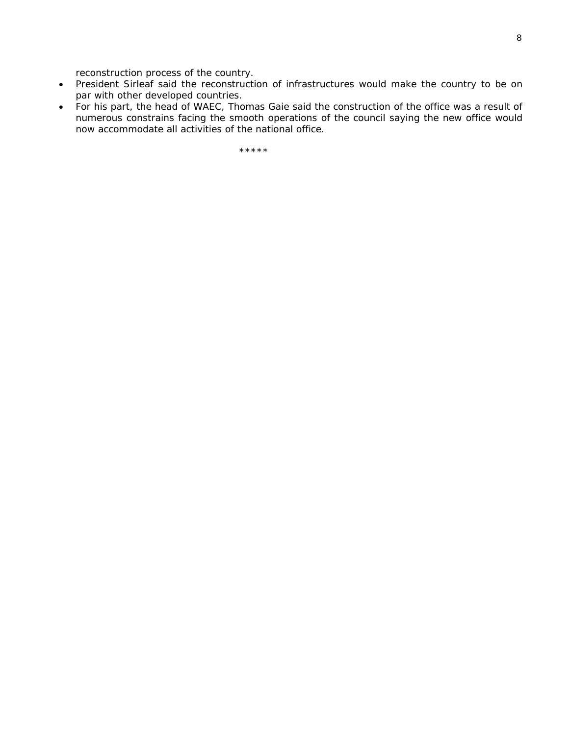reconstruction process of the country.

- President Sirleaf said the reconstruction of infrastructures would make the country to be on par with other developed countries.
- For his part, the head of WAEC, Thomas Gaie said the construction of the office was a result of numerous constrains facing the smooth operations of the council saying the new office would now accommodate all activities of the national office.

*****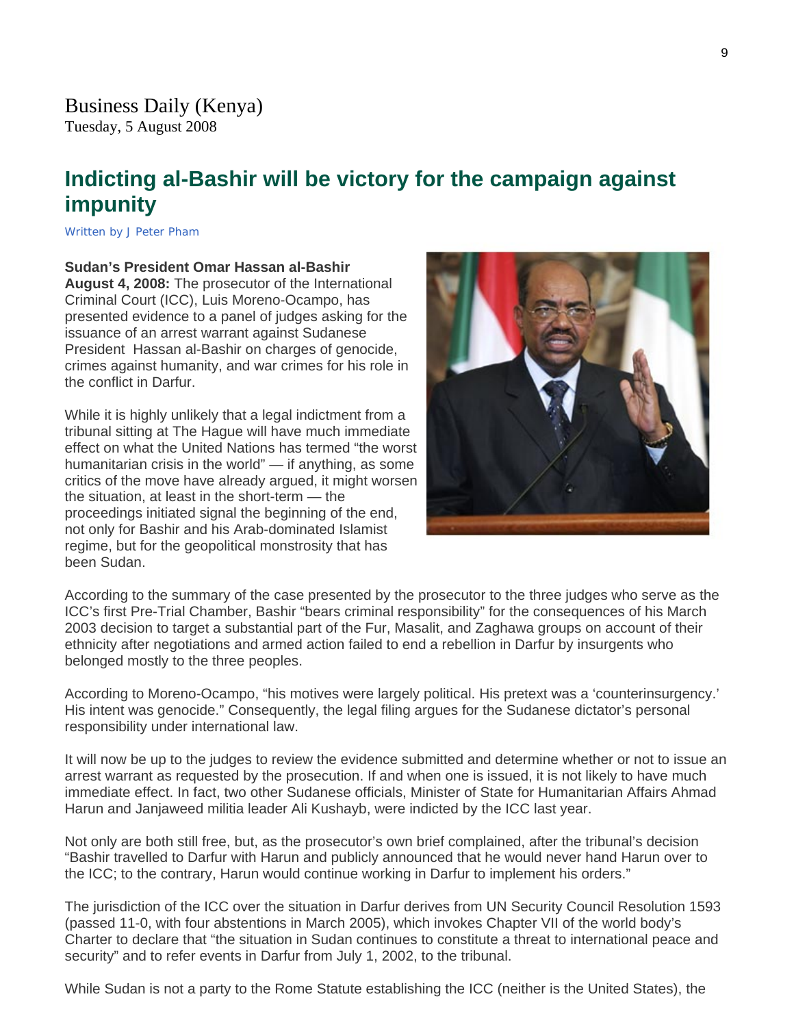Business Daily (Kenya)
Tuesday, 5 August 2008

## Indicting al-Bashir will be victory for the campaign against impunity

Written by J Peter Pham

**Sudan's President Omar Hassan al-Bashir**

**August 4, 2008:** The prosecutor of the International Criminal Court (ICC), Luis Moreno-Ocampo, has presented evidence to a panel of judges asking for the issuance of an arrest warrant against Sudanese President Hassan al-Bashir on charges of genocide, crimes against humanity, and war crimes for his role in the conflict in Darfur.

While it is highly unlikely that a legal indictment from a tribunal sitting at The Hague will have much immediate effect on what the United Nations has termed "the worst humanitarian crisis in the world" — if anything, as some critics of the move have already argued, it might worsen the situation, at least in the short-term — the proceedings initiated signal the beginning of the end, not only for Bashir and his Arab-dominated Islamist regime, but for the geopolitical monstrosity that has been Sudan.

According to the summary of the case presented by the prosecutor to the three judges who serve as the ICC's first Pre-Trial Chamber, Bashir "bears criminal responsibility" for the consequences of his March 2003 decision to target a substantial part of the Fur, Masalit, and Zaghawa groups on account of their ethnicity after negotiations and armed action failed to end a rebellion in Darfur by insurgents who belonged mostly to the three peoples.

According to Moreno-Ocampo, "his motives were largely political. His pretext was a 'counterinsurgency.' His intent was genocide." Consequently, the legal filing argues for the Sudanese dictator's personal responsibility under international law.

It will now be up to the judges to review the evidence submitted and determine whether or not to issue an arrest warrant as requested by the prosecution. If and when one is issued, it is not likely to have much immediate effect. In fact, two other Sudanese officials, Minister of State for Humanitarian Affairs Ahmad Harun and Janjaweed militia leader Ali Kushayb, were indicted by the ICC last year.

Not only are both still free, but, as the prosecutor's own brief complained, after the tribunal's decision "Bashir travelled to Darfur with Harun and publicly announced that he would never hand Harun over to the ICC; to the contrary, Harun would continue working in Darfur to implement his orders."

The jurisdiction of the ICC over the situation in Darfur derives from UN Security Council Resolution 1593 (passed 11-0, with four abstentions in March 2005), which invokes Chapter VII of the world body's Charter to declare that "the situation in Sudan continues to constitute a threat to international peace and security" and to refer events in Darfur from July 1, 2002, to the tribunal.

While Sudan is not a party to the Rome Statute establishing the ICC (neither is the United States), the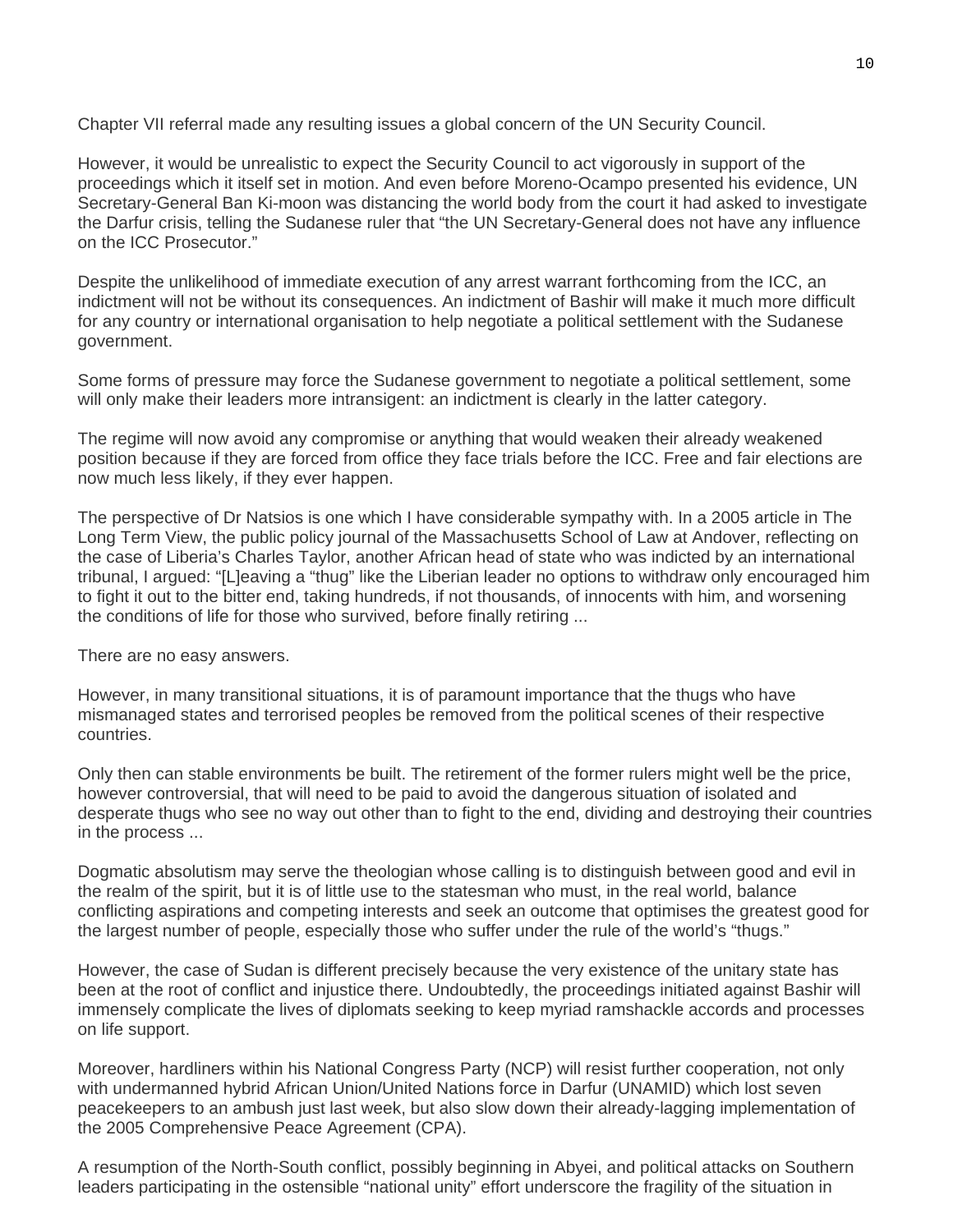Chapter VII referral made any resulting issues a global concern of the UN Security Council.

However, it would be unrealistic to expect the Security Council to act vigorously in support of the proceedings which it itself set in motion. And even before Moreno-Ocampo presented his evidence, UN Secretary-General Ban Ki-moon was distancing the world body from the court it had asked to investigate the Darfur crisis, telling the Sudanese ruler that “the UN Secretary-General does not have any influence on the ICC Prosecutor.”

Despite the unlikelihood of immediate execution of any arrest warrant forthcoming from the ICC, an indictment will not be without its consequences. An indictment of Bashir will make it much more difficult for any country or international organisation to help negotiate a political settlement with the Sudanese government.

Some forms of pressure may force the Sudanese government to negotiate a political settlement, some will only make their leaders more intransigent: an indictment is clearly in the latter category.

The regime will now avoid any compromise or anything that would weaken their already weakened position because if they are forced from office they face trials before the ICC. Free and fair elections are now much less likely, if they ever happen.

The perspective of Dr Natsios is one which I have considerable sympathy with. In a 2005 article in The Long Term View, the public policy journal of the Massachusetts School of Law at Andover, reflecting on the case of Liberia’s Charles Taylor, another African head of state who was indicted by an international tribunal, I argued: “[L]eaving a “thug” like the Liberian leader no options to withdraw only encouraged him to fight it out to the bitter end, taking hundreds, if not thousands, of innocents with him, and worsening the conditions of life for those who survived, before finally retiring ...

There are no easy answers.

However, in many transitional situations, it is of paramount importance that the thugs who have mismanaged states and terrorised peoples be removed from the political scenes of their respective countries.

Only then can stable environments be built. The retirement of the former rulers might well be the price, however controversial, that will need to be paid to avoid the dangerous situation of isolated and desperate thugs who see no way out other than to fight to the end, dividing and destroying their countries in the process ...

Dogmatic absolutism may serve the theologian whose calling is to distinguish between good and evil in the realm of the spirit, but it is of little use to the statesman who must, in the real world, balance conflicting aspirations and competing interests and seek an outcome that optimises the greatest good for the largest number of people, especially those who suffer under the rule of the world’s “thugs.”

However, the case of Sudan is different precisely because the very existence of the unitary state has been at the root of conflict and injustice there. Undoubtedly, the proceedings initiated against Bashir will immensely complicate the lives of diplomats seeking to keep myriad ramshackle accords and processes on life support.

Moreover, hardliners within his National Congress Party (NCP) will resist further cooperation, not only with undermanned hybrid African Union/United Nations force in Darfur (UNAMID) which lost seven peacekeepers to an ambush just last week, but also slow down their already-lagging implementation of the 2005 Comprehensive Peace Agreement (CPA).

A resumption of the North-South conflict, possibly beginning in Abyei, and political attacks on Southern leaders participating in the ostensible “national unity” effort underscore the fragility of the situation in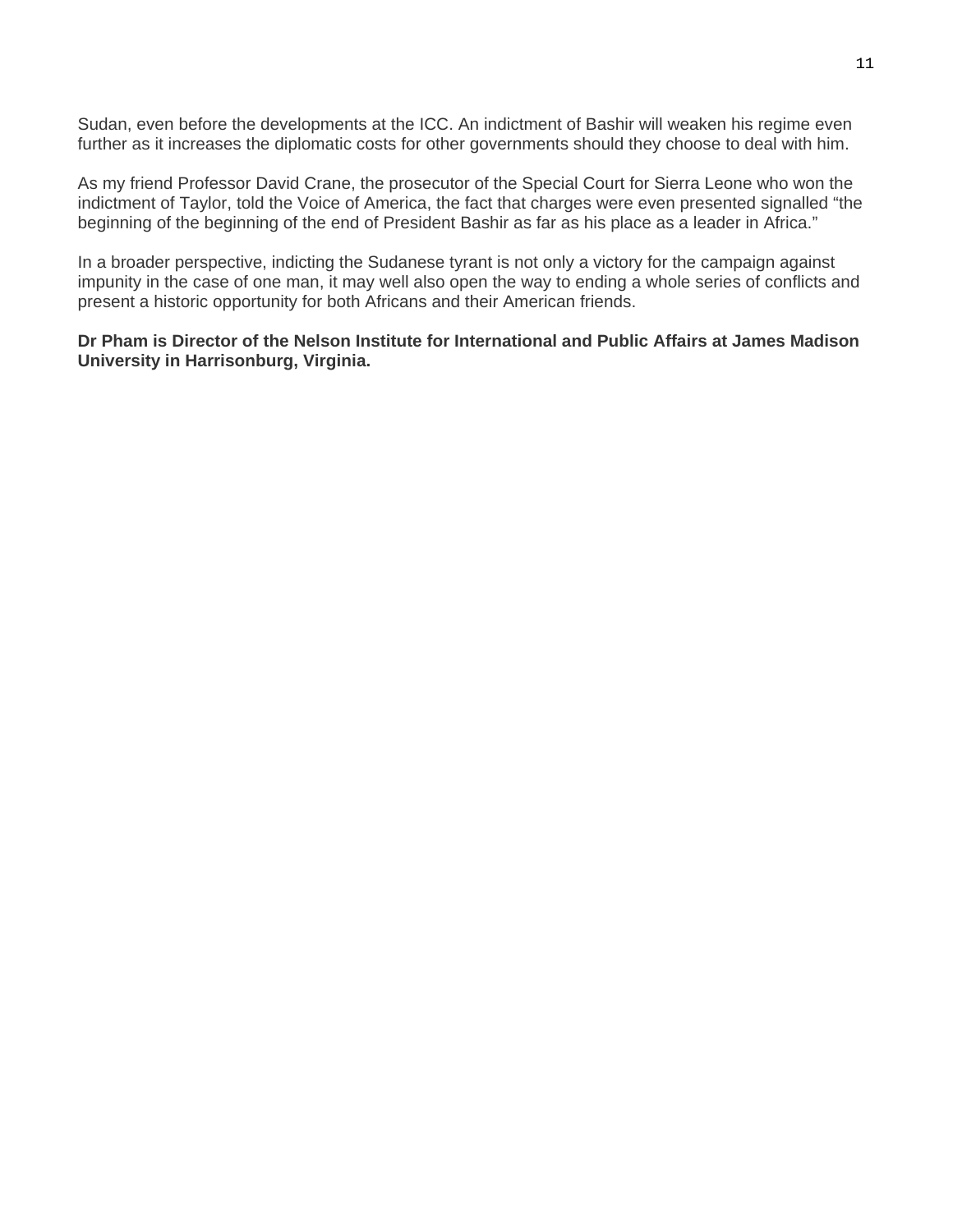Sudan, even before the developments at the ICC. An indictment of Bashir will weaken his regime even further as it increases the diplomatic costs for other governments should they choose to deal with him.

As my friend Professor David Crane, the prosecutor of the Special Court for Sierra Leone who won the indictment of Taylor, told the Voice of America, the fact that charges were even presented signalled “the beginning of the beginning of the end of President Bashir as far as his place as a leader in Africa.”

In a broader perspective, indicting the Sudanese tyrant is not only a victory for the campaign against impunity in the case of one man, it may well also open the way to ending a whole series of conflicts and present a historic opportunity for both Africans and their American friends.

**Dr Pham is Director of the Nelson Institute for International and Public Affairs at James Madison University in Harrisonburg, Virginia.**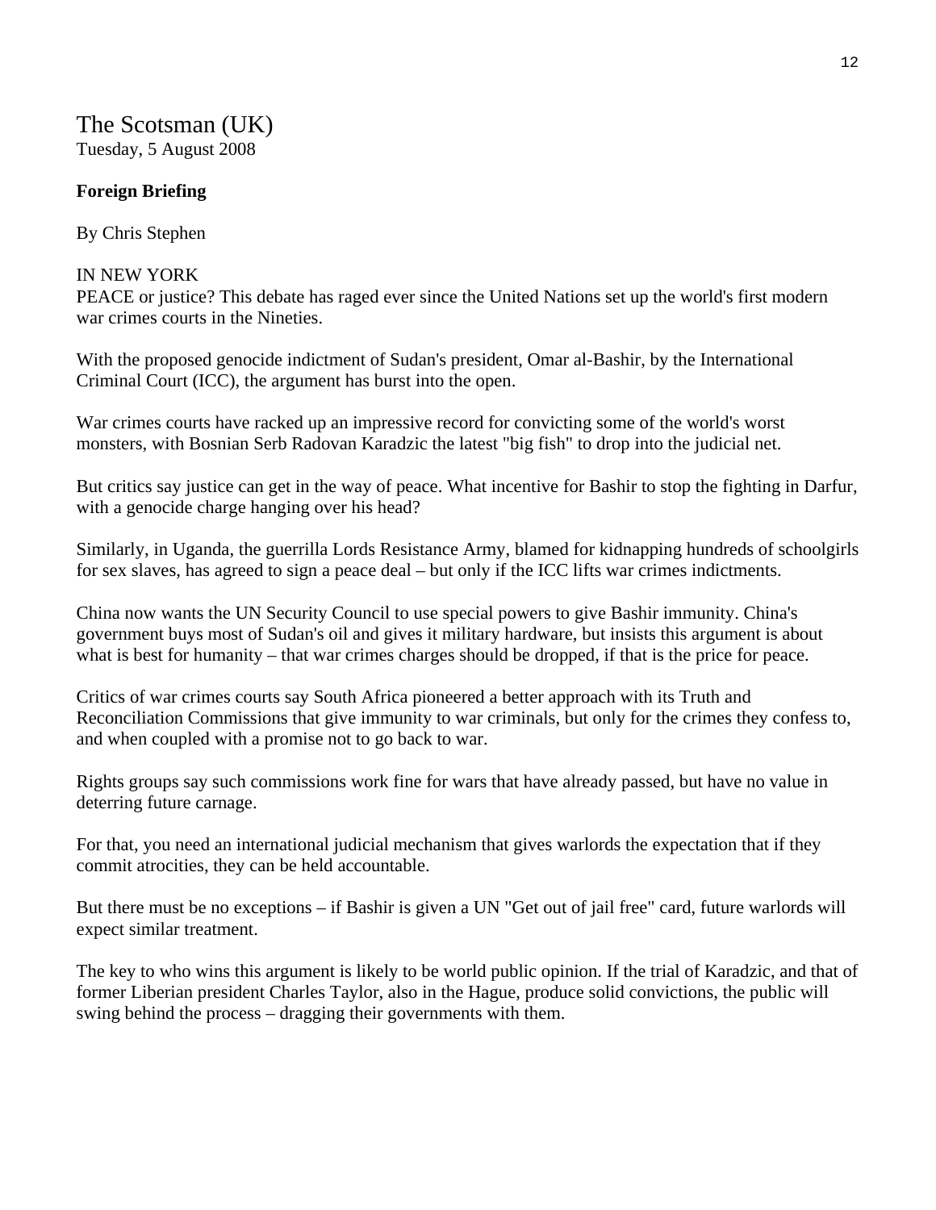# The Scotsman (UK)

Tuesday, 5 August 2008

**Foreign Briefing**

By Chris Stephen

IN NEW YORK

PEACE or justice? This debate has raged ever since the United Nations set up the world's first modern war crimes courts in the Nineties.

With the proposed genocide indictment of Sudan's president, Omar al-Bashir, by the International Criminal Court (ICC), the argument has burst into the open.

War crimes courts have racked up an impressive record for convicting some of the world's worst monsters, with Bosnian Serb Radovan Karadzic the latest "big fish" to drop into the judicial net.

But critics say justice can get in the way of peace. What incentive for Bashir to stop the fighting in Darfur, with a genocide charge hanging over his head?

Similarly, in Uganda, the guerrilla Lords Resistance Army, blamed for kidnapping hundreds of schoolgirls for sex slaves, has agreed to sign a peace deal – but only if the ICC lifts war crimes indictments.

China now wants the UN Security Council to use special powers to give Bashir immunity. China's government buys most of Sudan's oil and gives it military hardware, but insists this argument is about what is best for humanity – that war crimes charges should be dropped, if that is the price for peace.

Critics of war crimes courts say South Africa pioneered a better approach with its Truth and Reconciliation Commissions that give immunity to war criminals, but only for the crimes they confess to, and when coupled with a promise not to go back to war.

Rights groups say such commissions work fine for wars that have already passed, but have no value in deterring future carnage.

For that, you need an international judicial mechanism that gives warlords the expectation that if they commit atrocities, they can be held accountable.

But there must be no exceptions – if Bashir is given a UN "Get out of jail free" card, future warlords will expect similar treatment.

The key to who wins this argument is likely to be world public opinion. If the trial of Karadzic, and that of former Liberian president Charles Taylor, also in the Hague, produce solid convictions, the public will swing behind the process – dragging their governments with them.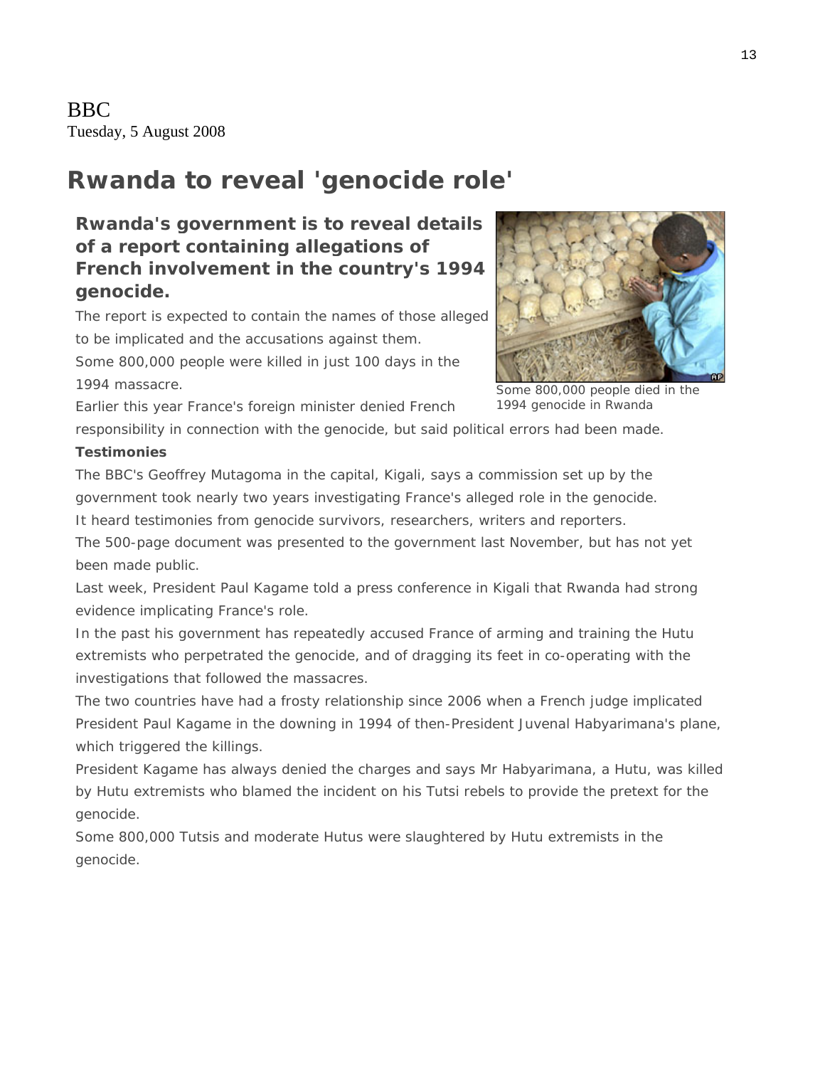BBC
Tuesday, 5 August 2008

# Rwanda to reveal 'genocide role'

**Rwanda's government is to reveal details of a report containing allegations of French involvement in the country's 1994 genocide.**

The report is expected to contain the names of those alleged to be implicated and the accusations against them.

Some 800,000 people were killed in just 100 days in the 1994 massacre.

Some 800,000 people died in the 1994 genocide in Rwanda

Earlier this year France's foreign minister denied French responsibility in connection with the genocide, but said political errors had been made.

**Testimonies**

The BBC's Geoffrey Mutagoma in the capital, Kigali, says a commission set up by the government took nearly two years investigating France's alleged role in the genocide.

It heard testimonies from genocide survivors, researchers, writers and reporters.

The 500-page document was presented to the government last November, but has not yet been made public.

Last week, President Paul Kagame told a press conference in Kigali that Rwanda had strong evidence implicating France's role.

In the past his government has repeatedly accused France of arming and training the Hutu extremists who perpetrated the genocide, and of dragging its feet in co-operating with the investigations that followed the massacres.

The two countries have had a frosty relationship since 2006 when a French judge implicated President Paul Kagame in the downing in 1994 of then-President Juvenal Habyarimana's plane, which triggered the killings.

President Kagame has always denied the charges and says Mr Habyarimana, a Hutu, was killed by Hutu extremists who blamed the incident on his Tutsi rebels to provide the pretext for the genocide.

Some 800,000 Tutsis and moderate Hutus were slaughtered by Hutu extremists in the genocide.